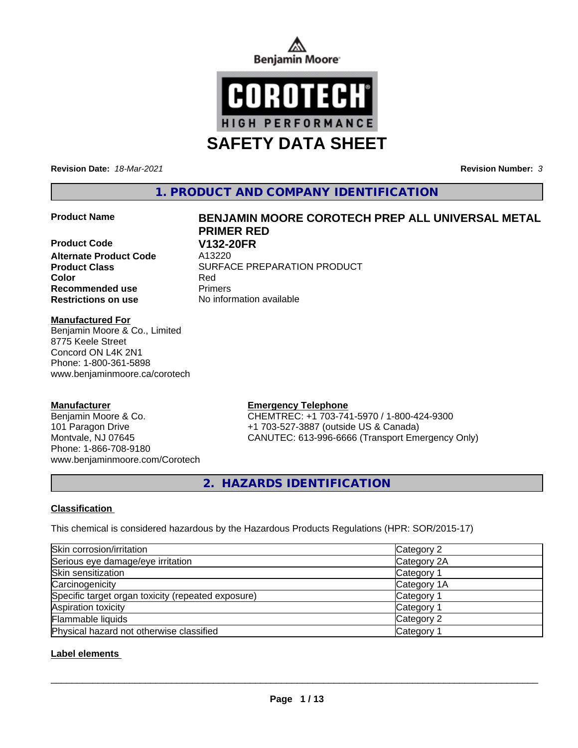Benjamin Moore

COROTECH
HIGH PERFORMANCE

# SAFETY DATA SHEET

**Revision Date:** *18-Mar-2021*

**Revision Number:** *3*

## 1. PRODUCT AND COMPANY IDENTIFICATION

| | |
|---|---|
| **Product Name** | **BENJAMIN MOORE COROTECH PREP ALL UNIVERSAL METAL PRIMER RED** |
| **Product Code** | **V132-20FR** |
| **Alternate Product Code** | A13220 |
| **Product Class** | SURFACE PREPARATION PRODUCT |
| **Color** | Red |
| **Recommended use** | Primers |
| **Restrictions on use** | No information available |

**Manufactured For**
Benjamin Moore & Co., Limited
8775 Keele Street
Concord ON L4K 2N1
Phone: 1-800-361-5898
www.benjaminmoore.ca/corotech

**Manufacturer**
Benjamin Moore & Co.
101 Paragon Drive
Montvale, NJ 07645
Phone: 1-866-708-9180
www.benjaminmoore.com/Corotech

**Emergency Telephone**
CHEMTREC: +1 703-741-5970 / 1-800-424-9300
+1 703-527-3887 (outside US & Canada)
CANUTEC: 613-996-6666 (Transport Emergency Only)

## 2. HAZARDS IDENTIFICATION

### Classification

This chemical is considered hazardous by the Hazardous Products Regulations (HPR: SOR/2015-17)

| | |
|---|---|
| Skin corrosion/irritation | Category 2 |
| Serious eye damage/eye irritation | Category 2A |
| Skin sensitization | Category 1 |
| Carcinogenicity | Category 1A |
| Specific target organ toxicity (repeated exposure) | Category 1 |
| Aspiration toxicity | Category 1 |
| Flammable liquids | Category 2 |
| Physical hazard not otherwise classified | Category 1 |

### Label elements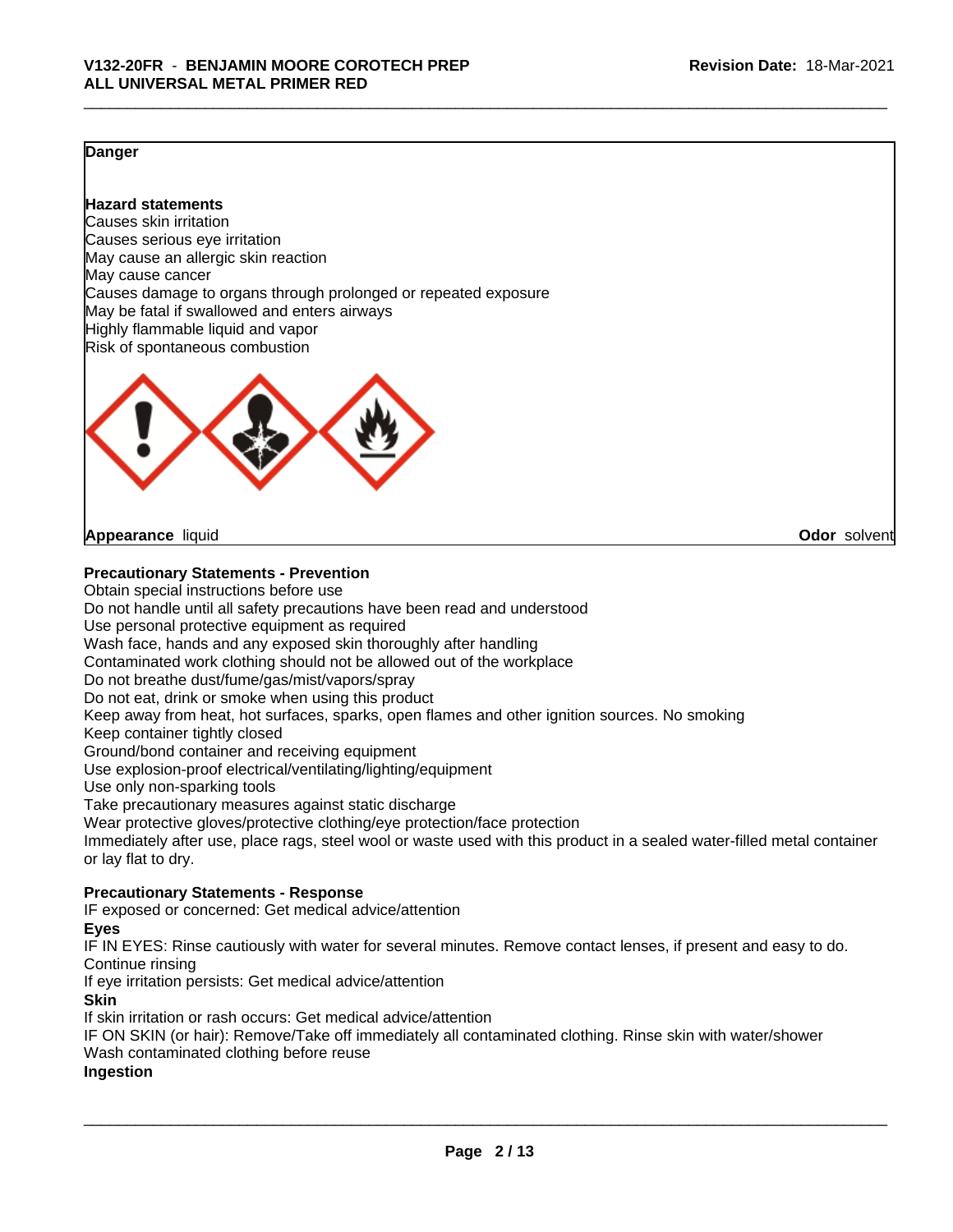**Danger**

**Hazard statements**

Causes skin irritation
Causes serious eye irritation
May cause an allergic skin reaction
May cause cancer
Causes damage to organs through prolonged or repeated exposure
May be fatal if swallowed and enters airways
Highly flammable liquid and vapor
Risk of spontaneous combustion

**Appearance** liquid **Odor** solvent

**Precautionary Statements - Prevention**

Obtain special instructions before use
Do not handle until all safety precautions have been read and understood
Use personal protective equipment as required
Wash face, hands and any exposed skin thoroughly after handling
Contaminated work clothing should not be allowed out of the workplace
Do not breathe dust/fume/gas/mist/vapors/spray
Do not eat, drink or smoke when using this product
Keep away from heat, hot surfaces, sparks, open flames and other ignition sources. No smoking
Keep container tightly closed
Ground/bond container and receiving equipment
Use explosion-proof electrical/ventilating/lighting/equipment
Use only non-sparking tools
Take precautionary measures against static discharge
Wear protective gloves/protective clothing/eye protection/face protection
Immediately after use, place rags, steel wool or waste used with this product in a sealed water-filled metal container or lay flat to dry.

**Precautionary Statements - Response**

IF exposed or concerned: Get medical advice/attention

**Eyes**

IF IN EYES: Rinse cautiously with water for several minutes. Remove contact lenses, if present and easy to do. Continue rinsing
If eye irritation persists: Get medical advice/attention

**Skin**

If skin irritation or rash occurs: Get medical advice/attention
IF ON SKIN (or hair): Remove/Take off immediately all contaminated clothing. Rinse skin with water/shower
Wash contaminated clothing before reuse

**Ingestion**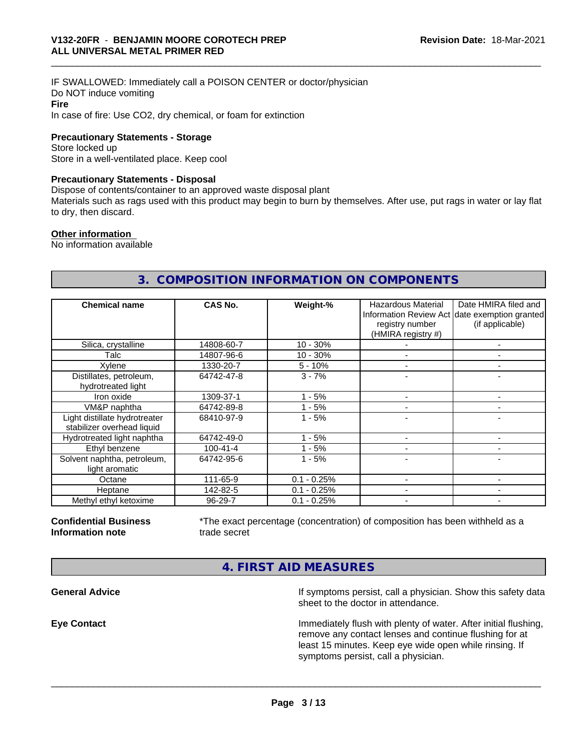IF SWALLOWED: Immediately call a POISON CENTER or doctor/physician
Do NOT induce vomiting

**Fire**

In case of fire: Use CO2, dry chemical, or foam for extinction

### Precautionary Statements - Storage

Store locked up
Store in a well-ventilated place. Keep cool

### Precautionary Statements - Disposal

Dispose of contents/container to an approved waste disposal plant
Materials such as rags used with this product may begin to burn by themselves. After use, put rags in water or lay flat to dry, then discard.

### Other information

No information available

## 3. COMPOSITION INFORMATION ON COMPONENTS

| Chemical name | CAS No. | Weight-% | Hazardous Material Information Review Act registry number (HMIRA registry #) | Date HMIRA filed and date exemption granted (if applicable) |
|---|---|---|---|---|
| Silica, crystalline | 14808-60-7 | 10 - 30% | - | - |
| Talc | 14807-96-6 | 10 - 30% | - | - |
| Xylene | 1330-20-7 | 5 - 10% | - | - |
| Distillates, petroleum, hydrotreated light | 64742-47-8 | 3 - 7% | - | - |
| Iron oxide | 1309-37-1 | 1 - 5% | - | - |
| VM&P naphtha | 64742-89-8 | 1 - 5% | - | - |
| Light distillate hydrotreater stabilizer overhead liquid | 68410-97-9 | 1 - 5% | - | - |
| Hydrotreated light naphtha | 64742-49-0 | 1 - 5% | - | - |
| Ethyl benzene | 100-41-4 | 1 - 5% | - | - |
| Solvent naphtha, petroleum, light aromatic | 64742-95-6 | 1 - 5% | - | - |
| Octane | 111-65-9 | 0.1 - 0.25% | - | - |
| Heptane | 142-82-5 | 0.1 - 0.25% | - | - |
| Methyl ethyl ketoxime | 96-29-7 | 0.1 - 0.25% | - | - |

**Confidential Business Information note**

*The exact percentage (concentration) of composition has been withheld as a trade secret

## 4. FIRST AID MEASURES

**General Advice**

If symptoms persist, call a physician. Show this safety data sheet to the doctor in attendance.

**Eye Contact**

Immediately flush with plenty of water. After initial flushing, remove any contact lenses and continue flushing for at least 15 minutes. Keep eye wide open while rinsing. If symptoms persist, call a physician.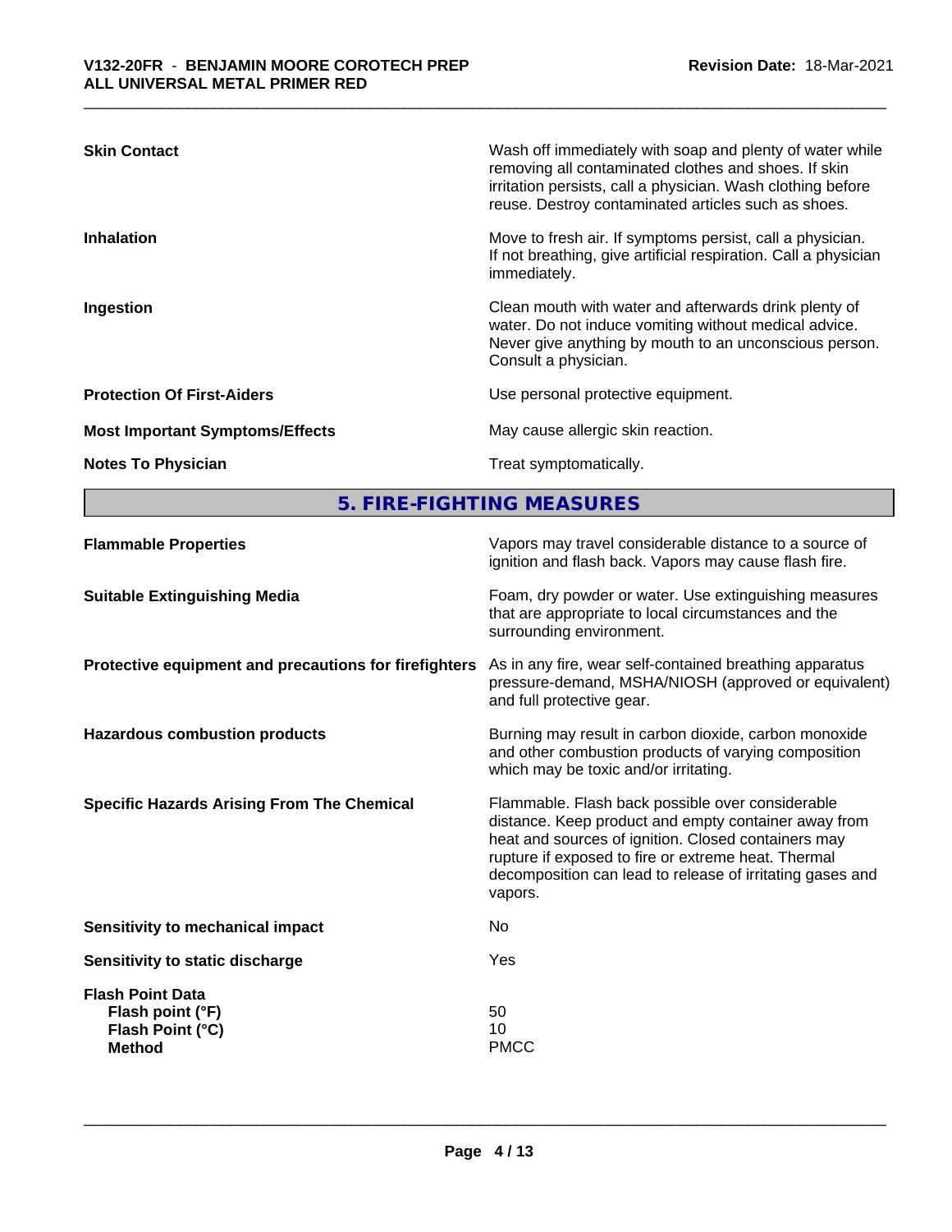| | |
|---|---|
| **Skin Contact** | Wash off immediately with soap and plenty of water while removing all contaminated clothes and shoes. If skin irritation persists, call a physician. Wash clothing before reuse. Destroy contaminated articles such as shoes. |
| **Inhalation** | Move to fresh air. If symptoms persist, call a physician. If not breathing, give artificial respiration. Call a physician immediately. |
| **Ingestion** | Clean mouth with water and afterwards drink plenty of water. Do not induce vomiting without medical advice. Never give anything by mouth to an unconscious person. Consult a physician. |
| **Protection Of First-Aiders** | Use personal protective equipment. |
| **Most Important Symptoms/Effects** | May cause allergic skin reaction. |
| **Notes To Physician** | Treat symptomatically. |

## 5. FIRE-FIGHTING MEASURES

| | |
|---|---|
| **Flammable Properties** | Vapors may travel considerable distance to a source of ignition and flash back. Vapors may cause flash fire. |
| **Suitable Extinguishing Media** | Foam, dry powder or water. Use extinguishing measures that are appropriate to local circumstances and the surrounding environment. |
| **Protective equipment and precautions for firefighters** | As in any fire, wear self-contained breathing apparatus pressure-demand, MSHA/NIOSH (approved or equivalent) and full protective gear. |
| **Hazardous combustion products** | Burning may result in carbon dioxide, carbon monoxide and other combustion products of varying composition which may be toxic and/or irritating. |
| **Specific Hazards Arising From The Chemical** | Flammable. Flash back possible over considerable distance. Keep product and empty container away from heat and sources of ignition. Closed containers may rupture if exposed to fire or extreme heat. Thermal decomposition can lead to release of irritating gases and vapors. |
| **Sensitivity to mechanical impact** | No |
| **Sensitivity to static discharge** | Yes |
| **Flash Point Data** | |
| **Flash point (°F)** | 50 |
| **Flash Point (°C)** | 10 |
| **Method** | PMCC |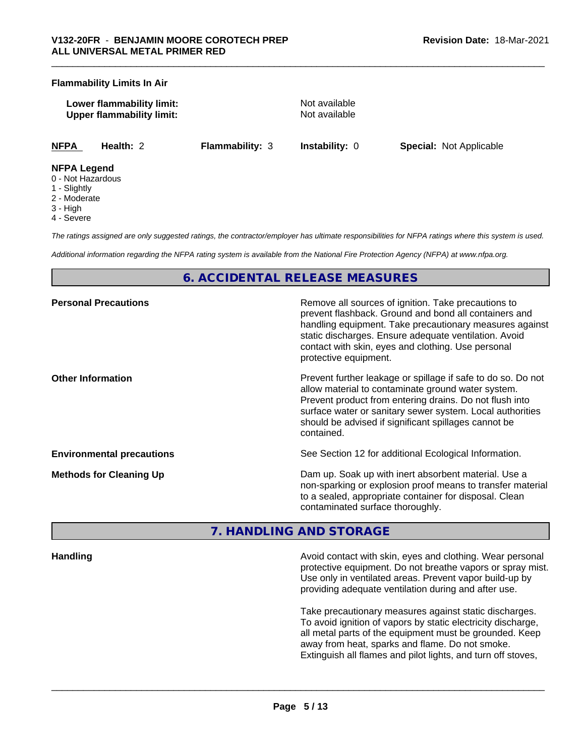**Flammability Limits In Air**

| | |
|---|---|
| **Lower flammability limit:** | Not available |
| **Upper flammability limit:** | Not available |

| NFPA | Health: 2 | Flammability: 3 | Instability: 0 | Special: Not Applicable |
|---|---|---|---|---|

**NFPA Legend**
- 0 - Not Hazardous
- 1 - Slightly
- 2 - Moderate
- 3 - High
- 4 - Severe

*The ratings assigned are only suggested ratings, the contractor/employer has ultimate responsibilities for NFPA ratings where this system is used.*

*Additional information regarding the NFPA rating system is available from the National Fire Protection Agency (NFPA) at www.nfpa.org.*

## 6. ACCIDENTAL RELEASE MEASURES

**Personal Precautions**

Remove all sources of ignition. Take precautions to prevent flashback. Ground and bond all containers and handling equipment. Take precautionary measures against static discharges. Ensure adequate ventilation. Avoid contact with skin, eyes and clothing. Use personal protective equipment.

**Other Information**

Prevent further leakage or spillage if safe to do so. Do not allow material to contaminate ground water system. Prevent product from entering drains. Do not flush into surface water or sanitary sewer system. Local authorities should be advised if significant spillages cannot be contained.

**Environmental precautions**

See Section 12 for additional Ecological Information.

**Methods for Cleaning Up**

Dam up. Soak up with inert absorbent material. Use a non-sparking or explosion proof means to transfer material to a sealed, appropriate container for disposal. Clean contaminated surface thoroughly.

## 7. HANDLING AND STORAGE

**Handling**

Avoid contact with skin, eyes and clothing. Wear personal protective equipment. Do not breathe vapors or spray mist. Use only in ventilated areas. Prevent vapor build-up by providing adequate ventilation during and after use.

Take precautionary measures against static discharges. To avoid ignition of vapors by static electricity discharge, all metal parts of the equipment must be grounded. Keep away from heat, sparks and flame. Do not smoke. Extinguish all flames and pilot lights, and turn off stoves,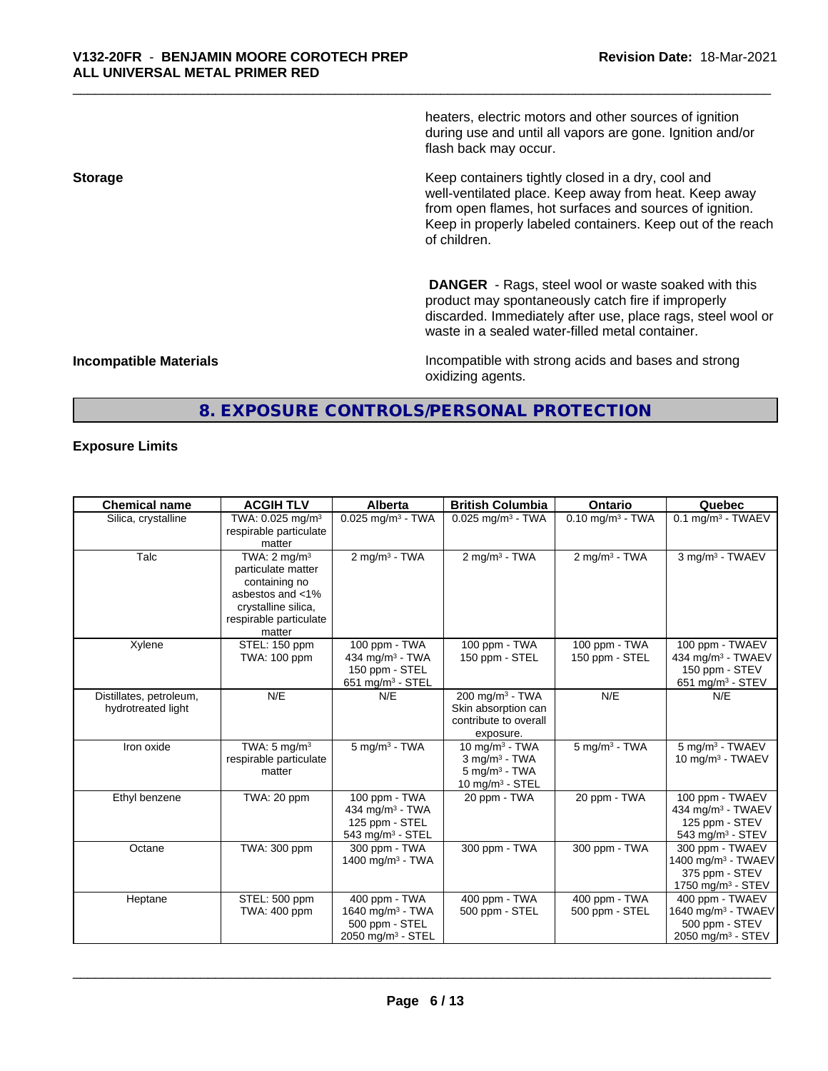heaters, electric motors and other sources of ignition during use and until all vapors are gone. Ignition and/or flash back may occur.

**Storage**

Keep containers tightly closed in a dry, cool and well-ventilated place. Keep away from heat. Keep away from open flames, hot surfaces and sources of ignition. Keep in properly labeled containers. Keep out of the reach of children.

**DANGER** - Rags, steel wool or waste soaked with this product may spontaneously catch fire if improperly discarded. Immediately after use, place rags, steel wool or waste in a sealed water-filled metal container.

**Incompatible Materials**

Incompatible with strong acids and bases and strong oxidizing agents.

## 8. EXPOSURE CONTROLS/PERSONAL PROTECTION

### Exposure Limits

| Chemical name | ACGIH TLV | Alberta | British Columbia | Ontario | Quebec |
|---|---|---|---|---|---|
| Silica, crystalline | TWA: 0.025 mg/m³ respirable particulate matter | 0.025 mg/m³ - TWA | 0.025 mg/m³ - TWA | 0.10 mg/m³ - TWA | 0.1 mg/m³ - TWAEV |
| Talc | TWA: 2 mg/m³ particulate matter containing no asbestos and <1% crystalline silica, respirable particulate matter | 2 mg/m³ - TWA | 2 mg/m³ - TWA | 2 mg/m³ - TWA | 3 mg/m³ - TWAEV |
| Xylene | STEL: 150 ppm TWA: 100 ppm | 100 ppm - TWA 434 mg/m³ - TWA 150 ppm - STEL 651 mg/m³ - STEL | 100 ppm - TWA 150 ppm - STEL | 100 ppm - TWA 150 ppm - STEL | 100 ppm - TWAEV 434 mg/m³ - TWAEV 150 ppm - STEV 651 mg/m³ - STEV |
| Distillates, petroleum, hydrotreated light | N/E | N/E | 200 mg/m³ - TWA Skin absorption can contribute to overall exposure. | N/E | N/E |
| Iron oxide | TWA: 5 mg/m³ respirable particulate matter | 5 mg/m³ - TWA | 10 mg/m³ - TWA 3 mg/m³ - TWA 5 mg/m³ - TWA 10 mg/m³ - STEL | 5 mg/m³ - TWA | 5 mg/m³ - TWAEV 10 mg/m³ - TWAEV |
| Ethyl benzene | TWA: 20 ppm | 100 ppm - TWA 434 mg/m³ - TWA 125 ppm - STEL 543 mg/m³ - STEL | 20 ppm - TWA | 20 ppm - TWA | 100 ppm - TWAEV 434 mg/m³ - TWAEV 125 ppm - STEV 543 mg/m³ - STEV |
| Octane | TWA: 300 ppm | 300 ppm - TWA 1400 mg/m³ - TWA | 300 ppm - TWA | 300 ppm - TWA | 300 ppm - TWAEV 1400 mg/m³ - TWAEV 375 ppm - STEV 1750 mg/m³ - STEV |
| Heptane | STEL: 500 ppm TWA: 400 ppm | 400 ppm - TWA 1640 mg/m³ - TWA 500 ppm - STEL 2050 mg/m³ - STEL | 400 ppm - TWA 500 ppm - STEL | 400 ppm - TWA 500 ppm - STEL | 400 ppm - TWAEV 1640 mg/m³ - TWAEV 500 ppm - STEV 2050 mg/m³ - STEV |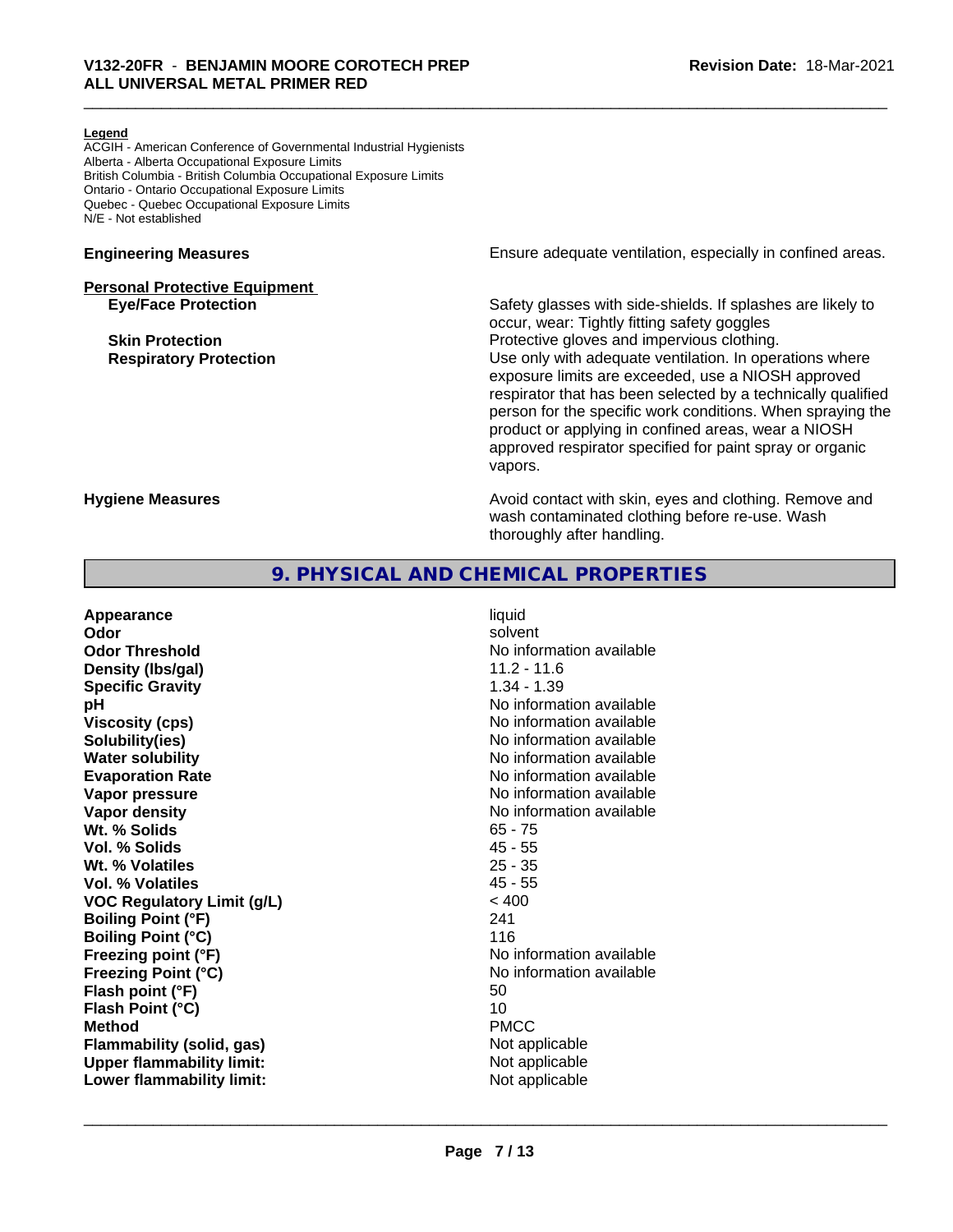**Legend**
ACGIH - American Conference of Governmental Industrial Hygienists
Alberta - Alberta Occupational Exposure Limits
British Columbia - British Columbia Occupational Exposure Limits
Ontario - Ontario Occupational Exposure Limits
Quebec - Quebec Occupational Exposure Limits
N/E - Not established

**Engineering Measures** Ensure adequate ventilation, especially in confined areas.

**Personal Protective Equipment**

**Eye/Face Protection** Safety glasses with side-shields. If splashes are likely to occur, wear: Tightly fitting safety goggles

**Skin Protection** Protective gloves and impervious clothing.

**Respiratory Protection** Use only with adequate ventilation. In operations where exposure limits are exceeded, use a NIOSH approved respirator that has been selected by a technically qualified person for the specific work conditions. When spraying the product or applying in confined areas, wear a NIOSH approved respirator specified for paint spray or organic vapors.

**Hygiene Measures** Avoid contact with skin, eyes and clothing. Remove and wash contaminated clothing before re-use. Wash thoroughly after handling.

## 9. PHYSICAL AND CHEMICAL PROPERTIES

| Property | Value |
|---|---|
| **Appearance** | liquid |
| **Odor** | solvent |
| **Odor Threshold** | No information available |
| **Density (lbs/gal)** | 11.2 - 11.6 |
| **Specific Gravity** | 1.34 - 1.39 |
| **pH** | No information available |
| **Viscosity (cps)** | No information available |
| **Solubility(ies)** | No information available |
| **Water solubility** | No information available |
| **Evaporation Rate** | No information available |
| **Vapor pressure** | No information available |
| **Vapor density** | No information available |
| **Wt. % Solids** | 65 - 75 |
| **Vol. % Solids** | 45 - 55 |
| **Wt. % Volatiles** | 25 - 35 |
| **Vol. % Volatiles** | 45 - 55 |
| **VOC Regulatory Limit (g/L)** | < 400 |
| **Boiling Point (°F)** | 241 |
| **Boiling Point (°C)** | 116 |
| **Freezing point (°F)** | No information available |
| **Freezing Point (°C)** | No information available |
| **Flash point (°F)** | 50 |
| **Flash Point (°C)** | 10 |
| **Method** | PMCC |
| **Flammability (solid, gas)** | Not applicable |
| **Upper flammability limit:** | Not applicable |
| **Lower flammability limit:** | Not applicable |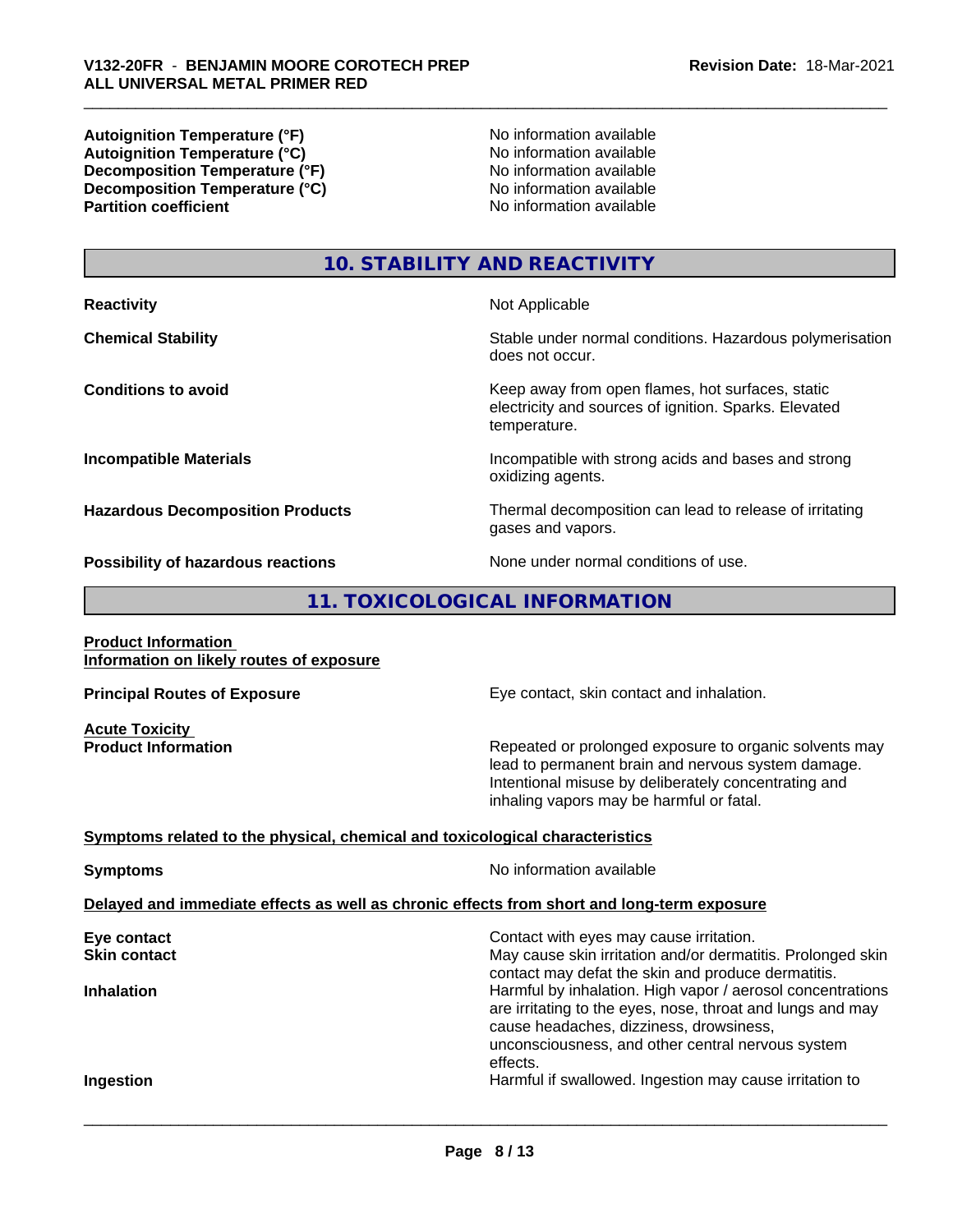| | |
|---|---|
| **Autoignition Temperature (°F)** | No information available |
| **Autoignition Temperature (°C)** | No information available |
| **Decomposition Temperature (°F)** | No information available |
| **Decomposition Temperature (°C)** | No information available |
| **Partition coefficient** | No information available |

## 10. STABILITY AND REACTIVITY

| | |
|---|---|
| **Reactivity** | Not Applicable |
| **Chemical Stability** | Stable under normal conditions. Hazardous polymerisation does not occur. |
| **Conditions to avoid** | Keep away from open flames, hot surfaces, static electricity and sources of ignition. Sparks. Elevated temperature. |
| **Incompatible Materials** | Incompatible with strong acids and bases and strong oxidizing agents. |
| **Hazardous Decomposition Products** | Thermal decomposition can lead to release of irritating gases and vapors. |
| **Possibility of hazardous reactions** | None under normal conditions of use. |

## 11. TOXICOLOGICAL INFORMATION

**Product Information**
**Information on likely routes of exposure**

**Principal Routes of Exposure** — Eye contact, skin contact and inhalation.

**Acute Toxicity**
**Product Information** — Repeated or prolonged exposure to organic solvents may lead to permanent brain and nervous system damage. Intentional misuse by deliberately concentrating and inhaling vapors may be harmful or fatal.

**Symptoms related to the physical, chemical and toxicological characteristics**

**Symptoms** — No information available

**Delayed and immediate effects as well as chronic effects from short and long-term exposure**

| | |
|---|---|
| **Eye contact** | Contact with eyes may cause irritation. |
| **Skin contact** | May cause skin irritation and/or dermatitis. Prolonged skin contact may defat the skin and produce dermatitis. |
| **Inhalation** | Harmful by inhalation. High vapor / aerosol concentrations are irritating to the eyes, nose, throat and lungs and may cause headaches, dizziness, drowsiness, unconsciousness, and other central nervous system effects. |
| **Ingestion** | Harmful if swallowed. Ingestion may cause irritation to |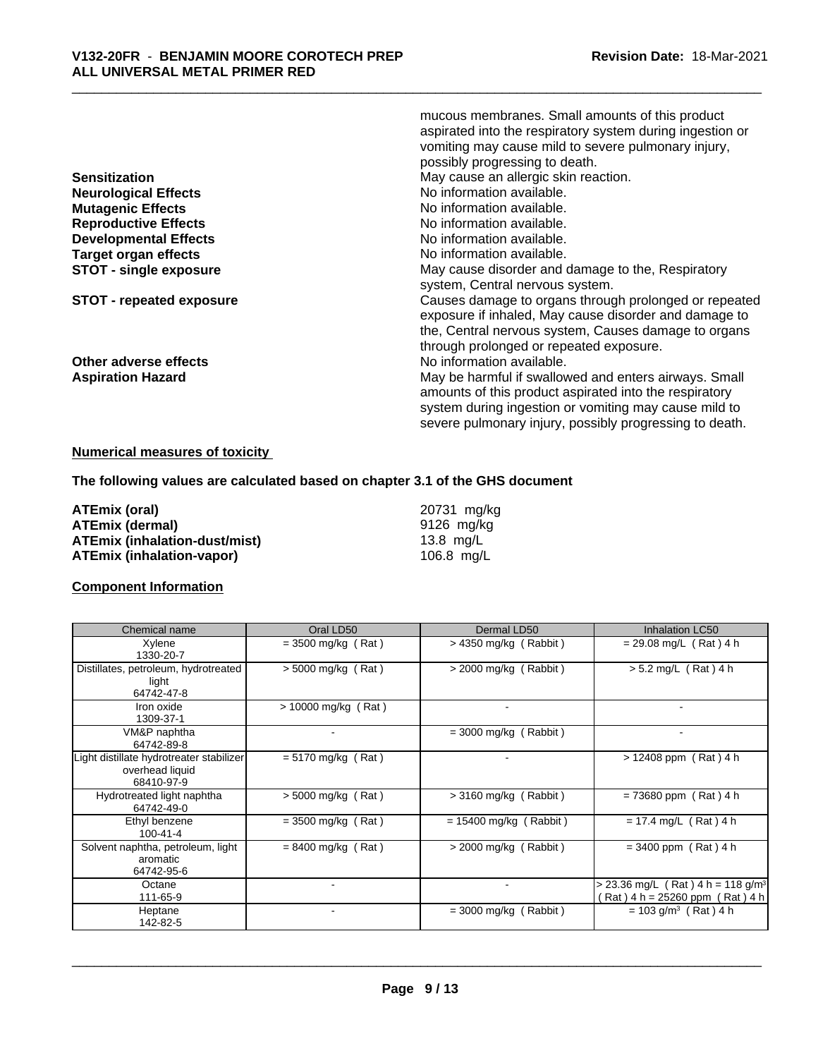mucous membranes. Small amounts of this product aspirated into the respiratory system during ingestion or vomiting may cause mild to severe pulmonary injury, possibly progressing to death.

**Sensitization** May cause an allergic skin reaction.
**Neurological Effects** No information available.
**Mutagenic Effects** No information available.
**Reproductive Effects** No information available.
**Developmental Effects** No information available.
**Target organ effects** No information available.
**STOT - single exposure** May cause disorder and damage to the, Respiratory system, Central nervous system.
**STOT - repeated exposure** Causes damage to organs through prolonged or repeated exposure if inhaled, May cause disorder and damage to the, Central nervous system, Causes damage to organs through prolonged or repeated exposure.
**Other adverse effects** No information available.
**Aspiration Hazard** May be harmful if swallowed and enters airways. Small amounts of this product aspirated into the respiratory system during ingestion or vomiting may cause mild to severe pulmonary injury, possibly progressing to death.

## Numerical measures of toxicity

**The following values are calculated based on chapter 3.1 of the GHS document**

**ATEmix (oral)** 20731 mg/kg
**ATEmix (dermal)** 9126 mg/kg
**ATEmix (inhalation-dust/mist)** 13.8 mg/L
**ATEmix (inhalation-vapor)** 106.8 mg/L

## Component Information

| Chemical name | Oral LD50 | Dermal LD50 | Inhalation LC50 |
|---|---|---|---|
| Xylene<br>1330-20-7 | = 3500 mg/kg ( Rat ) | > 4350 mg/kg ( Rabbit ) | = 29.08 mg/L ( Rat ) 4 h |
| Distillates, petroleum, hydrotreated light<br>64742-47-8 | > 5000 mg/kg ( Rat ) | > 2000 mg/kg ( Rabbit ) | > 5.2 mg/L ( Rat ) 4 h |
| Iron oxide<br>1309-37-1 | > 10000 mg/kg ( Rat ) | - | - |
| VM&P naphtha<br>64742-89-8 | - | = 3000 mg/kg ( Rabbit ) | - |
| Light distillate hydrotreater stabilizer overhead liquid<br>68410-97-9 | = 5170 mg/kg ( Rat ) | - | > 12408 ppm ( Rat ) 4 h |
| Hydrotreated light naphtha<br>64742-49-0 | > 5000 mg/kg ( Rat ) | > 3160 mg/kg ( Rabbit ) | = 73680 ppm ( Rat ) 4 h |
| Ethyl benzene<br>100-41-4 | = 3500 mg/kg ( Rat ) | = 15400 mg/kg ( Rabbit ) | = 17.4 mg/L ( Rat ) 4 h |
| Solvent naphtha, petroleum, light aromatic<br>64742-95-6 | = 8400 mg/kg ( Rat ) | > 2000 mg/kg ( Rabbit ) | = 3400 ppm ( Rat ) 4 h |
| Octane<br>111-65-9 | - | - | > 23.36 mg/L ( Rat ) 4 h = 118 g/m$^3$ ( Rat ) 4 h = 25260 ppm ( Rat ) 4 h |
| Heptane<br>142-82-5 | - | = 3000 mg/kg ( Rabbit ) | = 103 g/m$^3$ ( Rat ) 4 h |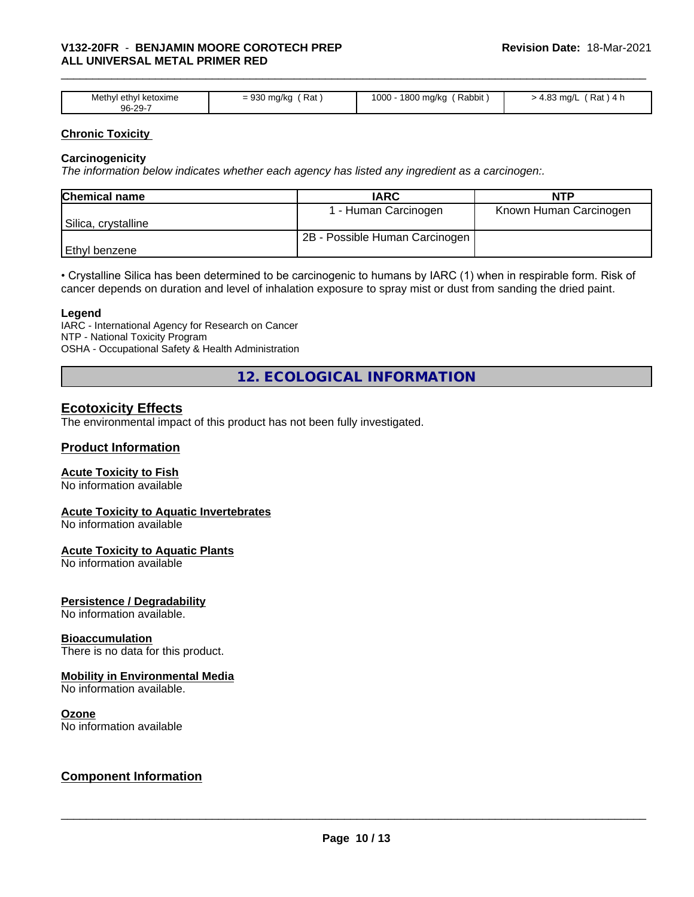| Methyl ethyl ketoxime 96-29-7 | = 930 mg/kg ( Rat ) | 1000 - 1800 mg/kg ( Rabbit ) | > 4.83 mg/L ( Rat ) 4 h |
|---|---|---|---|

### Chronic Toxicity

**Carcinogenicity**

*The information below indicates whether each agency has listed any ingredient as a carcinogen:.*

| Chemical name | IARC | NTP |
|---|---|---|
| Silica, crystalline | 1 - Human Carcinogen | Known Human Carcinogen |
| Ethyl benzene | 2B - Possible Human Carcinogen | |

• Crystalline Silica has been determined to be carcinogenic to humans by IARC (1) when in respirable form. Risk of cancer depends on duration and level of inhalation exposure to spray mist or dust from sanding the dried paint.

**Legend**

IARC - International Agency for Research on Cancer
NTP - National Toxicity Program
OSHA - Occupational Safety & Health Administration

## 12. ECOLOGICAL INFORMATION

### Ecotoxicity Effects

The environmental impact of this product has not been fully investigated.

### Product Information

**Acute Toxicity to Fish**

No information available

**Acute Toxicity to Aquatic Invertebrates**

No information available

**Acute Toxicity to Aquatic Plants**

No information available

**Persistence / Degradability**

No information available.

**Bioaccumulation**

There is no data for this product.

**Mobility in Environmental Media**

No information available.

**Ozone**

No information available

### Component Information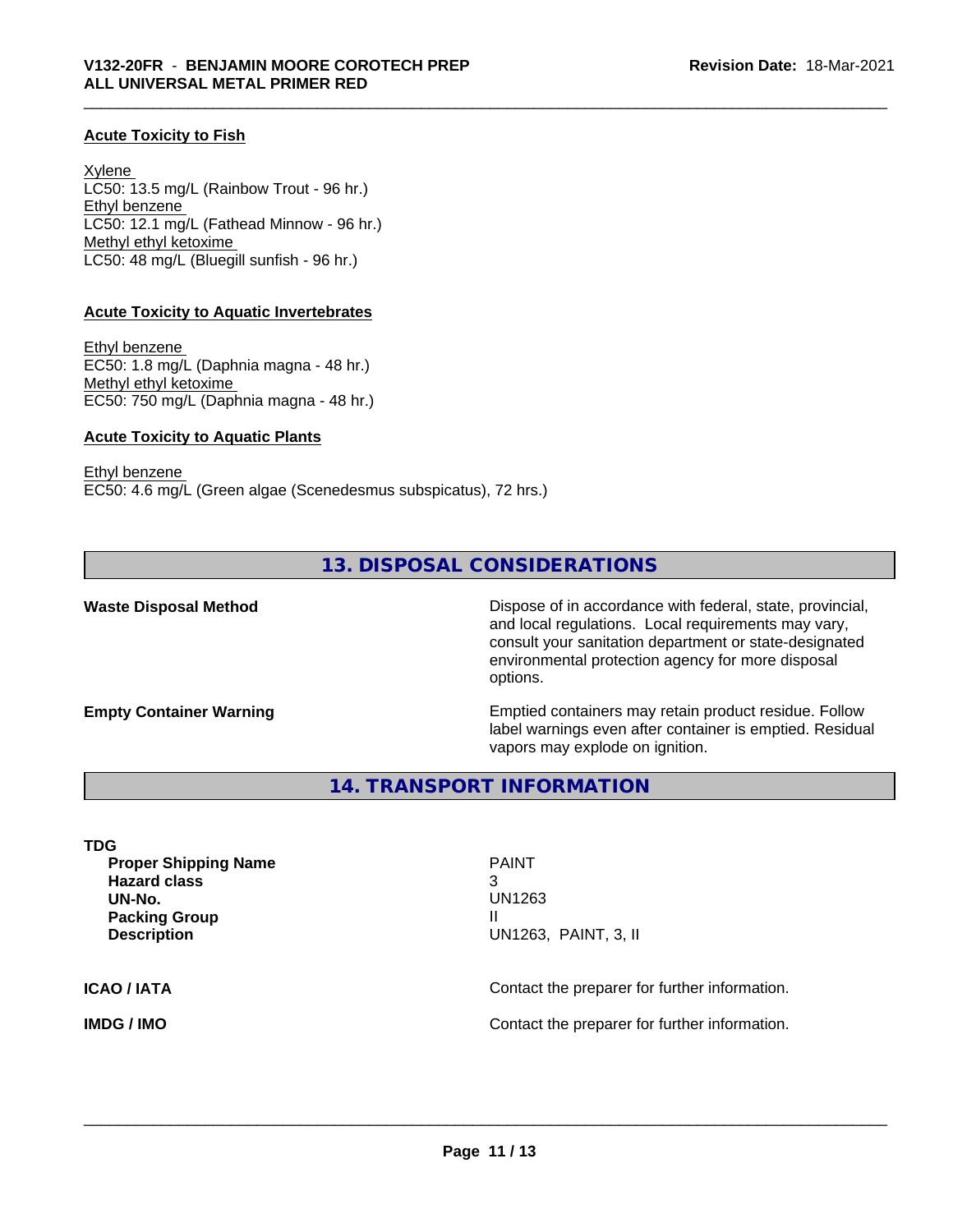#### Acute Toxicity to Fish

Xylene
LC50: 13.5 mg/L (Rainbow Trout - 96 hr.)
Ethyl benzene
LC50: 12.1 mg/L (Fathead Minnow - 96 hr.)
Methyl ethyl ketoxime
LC50: 48 mg/L (Bluegill sunfish - 96 hr.)

#### Acute Toxicity to Aquatic Invertebrates

Ethyl benzene
EC50: 1.8 mg/L (Daphnia magna - 48 hr.)
Methyl ethyl ketoxime
EC50: 750 mg/L (Daphnia magna - 48 hr.)

#### Acute Toxicity to Aquatic Plants

Ethyl benzene
EC50: 4.6 mg/L (Green algae (Scenedesmus subspicatus), 72 hrs.)

## 13. DISPOSAL CONSIDERATIONS

**Waste Disposal Method** — Dispose of in accordance with federal, state, provincial, and local regulations. Local requirements may vary, consult your sanitation department or state-designated environmental protection agency for more disposal options.

**Empty Container Warning** — Emptied containers may retain product residue. Follow label warnings even after container is emptied. Residual vapors may explode on ignition.

## 14. TRANSPORT INFORMATION

**TDG**

| | |
|---|---|
| **Proper Shipping Name** | PAINT |
| **Hazard class** | 3 |
| **UN-No.** | UN1263 |
| **Packing Group** | II |
| **Description** | UN1263, PAINT, 3, II |

**ICAO / IATA** — Contact the preparer for further information.

**IMDG / IMO** — Contact the preparer for further information.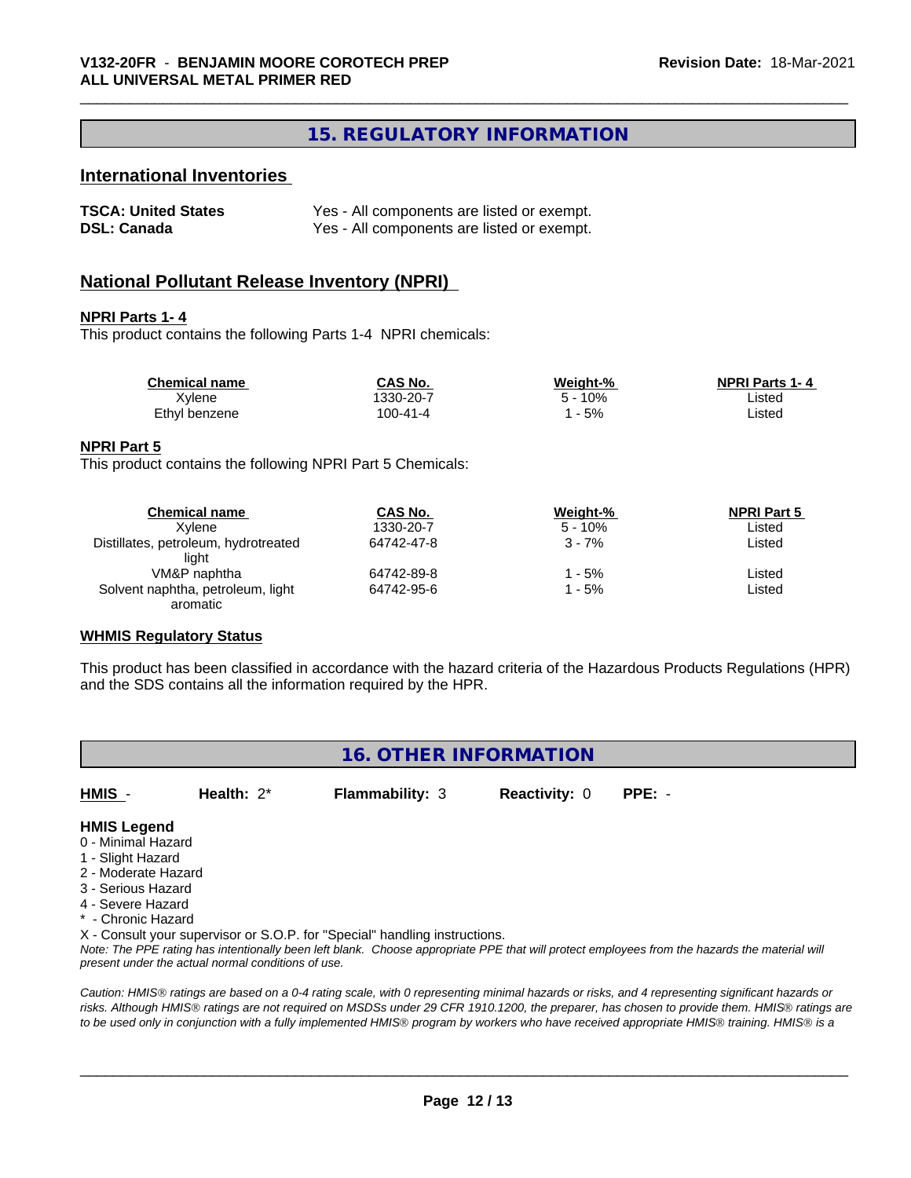## 15. REGULATORY INFORMATION

### International Inventories

| | |
|---|---|
| **TSCA: United States** | Yes - All components are listed or exempt. |
| **DSL: Canada** | Yes - All components are listed or exempt. |

### National Pollutant Release Inventory (NPRI)

**NPRI Parts 1- 4**

This product contains the following Parts 1-4 NPRI chemicals:

| Chemical name | CAS No. | Weight-% | NPRI Parts 1- 4 |
|---|---|---|---|
| Xylene | 1330-20-7 | 5 - 10% | Listed |
| Ethyl benzene | 100-41-4 | 1 - 5% | Listed |

**NPRI Part 5**

This product contains the following NPRI Part 5 Chemicals:

| Chemical name | CAS No. | Weight-% | NPRI Part 5 |
|---|---|---|---|
| Xylene | 1330-20-7 | 5 - 10% | Listed |
| Distillates, petroleum, hydrotreated light | 64742-47-8 | 3 - 7% | Listed |
| VM&P naphtha | 64742-89-8 | 1 - 5% | Listed |
| Solvent naphtha, petroleum, light aromatic | 64742-95-6 | 1 - 5% | Listed |

**WHMIS Regulatory Status**

This product has been classified in accordance with the hazard criteria of the Hazardous Products Regulations (HPR) and the SDS contains all the information required by the HPR.

## 16. OTHER INFORMATION

**HMIS** - **Health:** 2* **Flammability:** 3 **Reactivity:** 0 **PPE:** -

**HMIS Legend**

0 - Minimal Hazard
1 - Slight Hazard
2 - Moderate Hazard
3 - Serious Hazard
4 - Severe Hazard
* - Chronic Hazard
X - Consult your supervisor or S.O.P. for "Special" handling instructions.

*Note: The PPE rating has intentionally been left blank. Choose appropriate PPE that will protect employees from the hazards the material will present under the actual normal conditions of use.*

*Caution: HMIS® ratings are based on a 0-4 rating scale, with 0 representing minimal hazards or risks, and 4 representing significant hazards or risks. Although HMIS® ratings are not required on MSDSs under 29 CFR 1910.1200, the preparer, has chosen to provide them. HMIS® ratings are to be used only in conjunction with a fully implemented HMIS® program by workers who have received appropriate HMIS® training. HMIS® is a*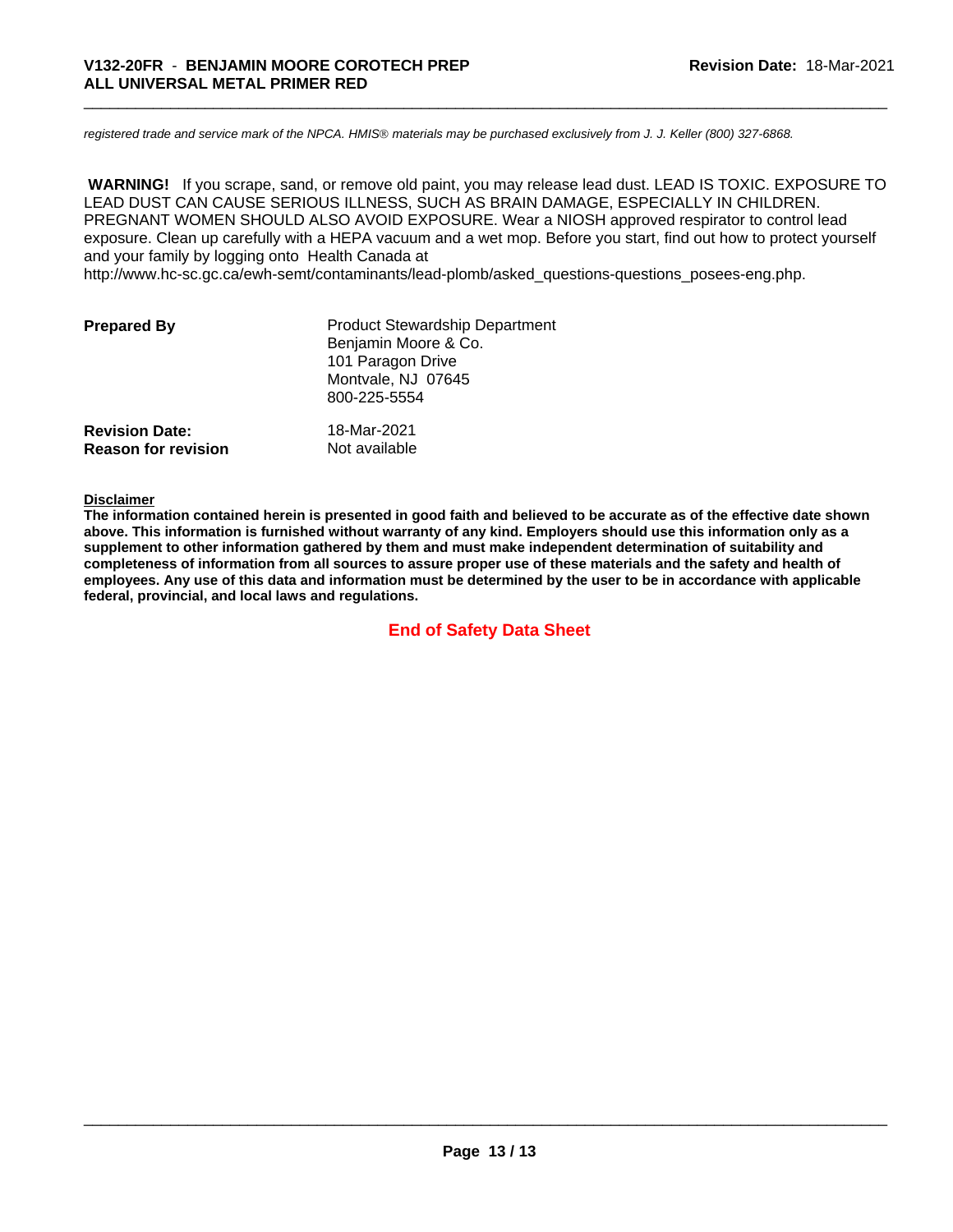*registered trade and service mark of the NPCA. HMIS® materials may be purchased exclusively from J. J. Keller (800) 327-6868.*

**WARNING!** If you scrape, sand, or remove old paint, you may release lead dust. LEAD IS TOXIC. EXPOSURE TO LEAD DUST CAN CAUSE SERIOUS ILLNESS, SUCH AS BRAIN DAMAGE, ESPECIALLY IN CHILDREN. PREGNANT WOMEN SHOULD ALSO AVOID EXPOSURE. Wear a NIOSH approved respirator to control lead exposure. Clean up carefully with a HEPA vacuum and a wet mop. Before you start, find out how to protect yourself and your family by logging onto Health Canada at http://www.hc-sc.gc.ca/ewh-semt/contaminants/lead-plomb/asked_questions-questions_posees-eng.php.

| | |
|---|---|
| **Prepared By** | Product Stewardship Department<br>Benjamin Moore & Co.<br>101 Paragon Drive<br>Montvale, NJ 07645<br>800-225-5554 |
| **Revision Date:** | 18-Mar-2021 |
| **Reason for revision** | Not available |

**Disclaimer**

**The information contained herein is presented in good faith and believed to be accurate as of the effective date shown above. This information is furnished without warranty of any kind. Employers should use this information only as a supplement to other information gathered by them and must make independent determination of suitability and completeness of information from all sources to assure proper use of these materials and the safety and health of employees. Any use of this data and information must be determined by the user to be in accordance with applicable federal, provincial, and local laws and regulations.**

**End of Safety Data Sheet**